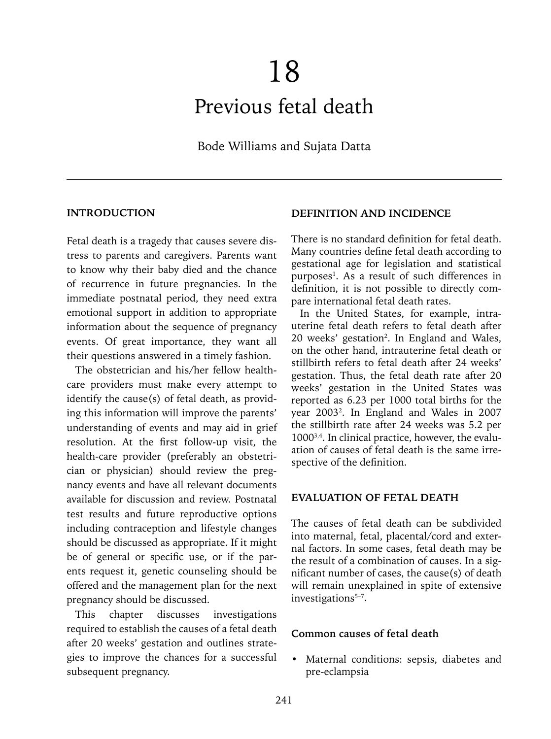# 18

# Previous fetal death

Bode Williams and Sujata Datta

## INTRODUCTION

Fetal death is a tragedy that causes severe distress to parents and caregivers. Parents want to know why their baby died and the chance of recurrence in future pregnancies. In the immediate postnatal period, they need extra emotional support in addition to appropriate information about the sequence of pregnancy events. Of great importance, they want all their questions answered in a timely fashion.

The obstetrician and his/her fellow health-care providers must make every attempt to identify the cause(s) of fetal death, as providing this information will improve the parents' understanding of events and may aid in grief resolution. At the first follow-up visit, the health-care provider (preferably an obstetrician or physician) should review the pregnancy events and have all relevant documents available for discussion and review. Postnatal test results and future reproductive options including contraception and lifestyle changes should be discussed as appropriate. If it might be of general or specific use, or if the parents request it, genetic counseling should be offered and the management plan for the next pregnancy should be discussed.

This chapter discusses investigations required to establish the causes of a fetal death after 20 weeks' gestation and outlines strategies to improve the chances for a successful subsequent pregnancy.

## DEFINITION AND INCIDENCE

There is no standard definition for fetal death. Many countries define fetal death according to gestational age for legislation and statistical purposes[1]. As a result of such differences in definition, it is not possible to directly compare international fetal death rates.

In the United States, for example, intrauterine fetal death refers to fetal death after 20 weeks' gestation[2]. In England and Wales, on the other hand, intrauterine fetal death or stillbirth refers to fetal death after 24 weeks' gestation. Thus, the fetal death rate after 20 weeks' gestation in the United States was reported as 6.23 per 1000 total births for the year 2003[2]. In England and Wales in 2007 the stillbirth rate after 24 weeks was 5.2 per 1000[3,4]. In clinical practice, however, the evaluation of causes of fetal death is the same irrespective of the definition.

## EVALUATION OF FETAL DEATH

The causes of fetal death can be subdivided into maternal, fetal, placental/cord and external factors. In some cases, fetal death may be the result of a combination of causes. In a significant number of cases, the cause(s) of death will remain unexplained in spite of extensive investigations[5–7].

### Common causes of fetal death

- Maternal conditions: sepsis, diabetes and pre-eclampsia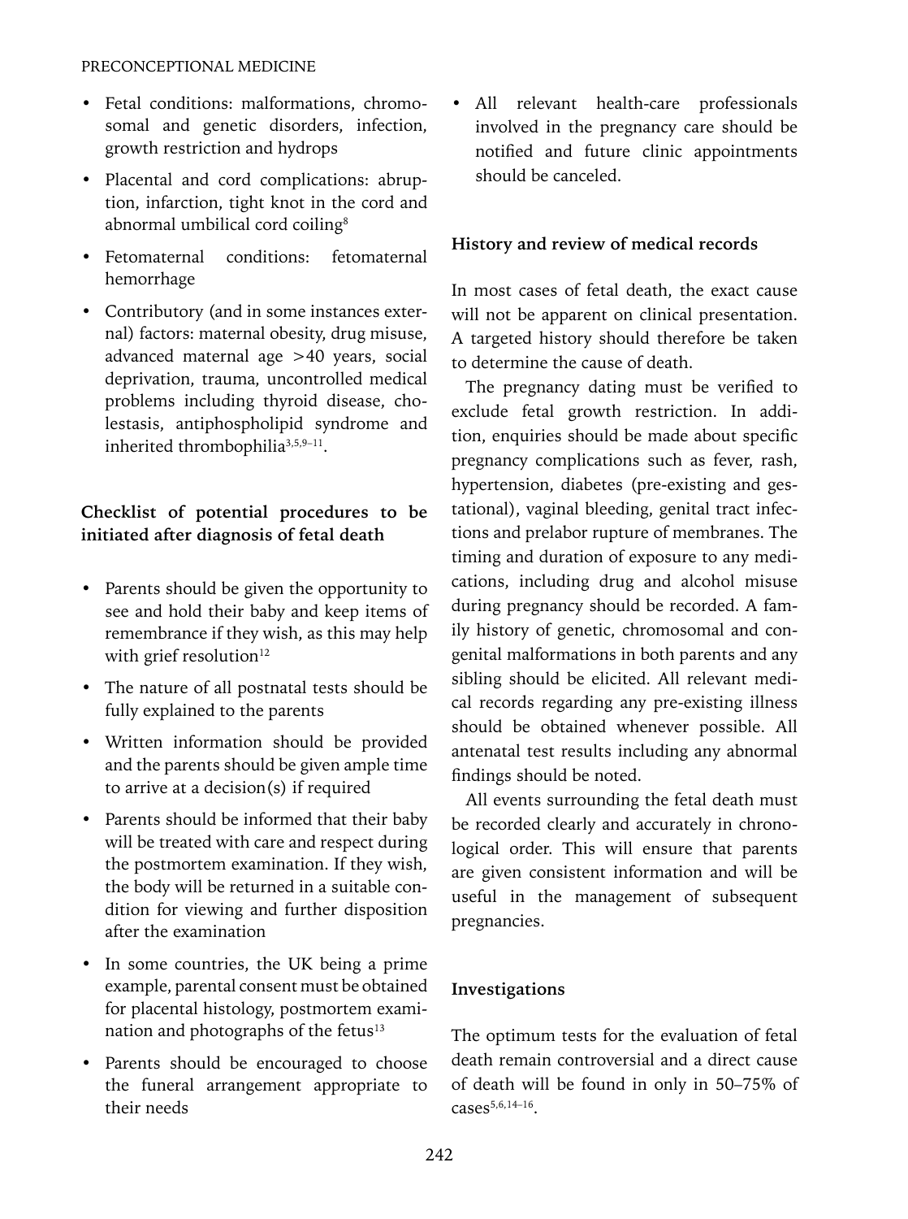- Fetal conditions: malformations, chromosomal and genetic disorders, infection, growth restriction and hydrops
- Placental and cord complications: abruption, infarction, tight knot in the cord and abnormal umbilical cord coiling[8]
- Fetomaternal conditions: fetomaternal hemorrhage
- Contributory (and in some instances external) factors: maternal obesity, drug misuse, advanced maternal age >40 years, social deprivation, trauma, uncontrolled medical problems including thyroid disease, cholestasis, antiphospholipid syndrome and inherited thrombophilia[3,5,9–11].

## Checklist of potential procedures to be initiated after diagnosis of fetal death

- Parents should be given the opportunity to see and hold their baby and keep items of remembrance if they wish, as this may help with grief resolution[12]
- The nature of all postnatal tests should be fully explained to the parents
- Written information should be provided and the parents should be given ample time to arrive at a decision(s) if required
- Parents should be informed that their baby will be treated with care and respect during the postmortem examination. If they wish, the body will be returned in a suitable condition for viewing and further disposition after the examination
- In some countries, the UK being a prime example, parental consent must be obtained for placental histology, postmortem examination and photographs of the fetus[13]
- Parents should be encouraged to choose the funeral arrangement appropriate to their needs
- All relevant health-care professionals involved in the pregnancy care should be notified and future clinic appointments should be canceled.

## History and review of medical records

In most cases of fetal death, the exact cause will not be apparent on clinical presentation. A targeted history should therefore be taken to determine the cause of death.

The pregnancy dating must be verified to exclude fetal growth restriction. In addition, enquiries should be made about specific pregnancy complications such as fever, rash, hypertension, diabetes (pre-existing and gestational), vaginal bleeding, genital tract infections and prelabor rupture of membranes. The timing and duration of exposure to any medications, including drug and alcohol misuse during pregnancy should be recorded. A family history of genetic, chromosomal and congenital malformations in both parents and any sibling should be elicited. All relevant medical records regarding any pre-existing illness should be obtained whenever possible. All antenatal test results including any abnormal findings should be noted.

All events surrounding the fetal death must be recorded clearly and accurately in chronological order. This will ensure that parents are given consistent information and will be useful in the management of subsequent pregnancies.

## Investigations

The optimum tests for the evaluation of fetal death remain controversial and a direct cause of death will be found in only in 50–75% of cases[5,6,14–16].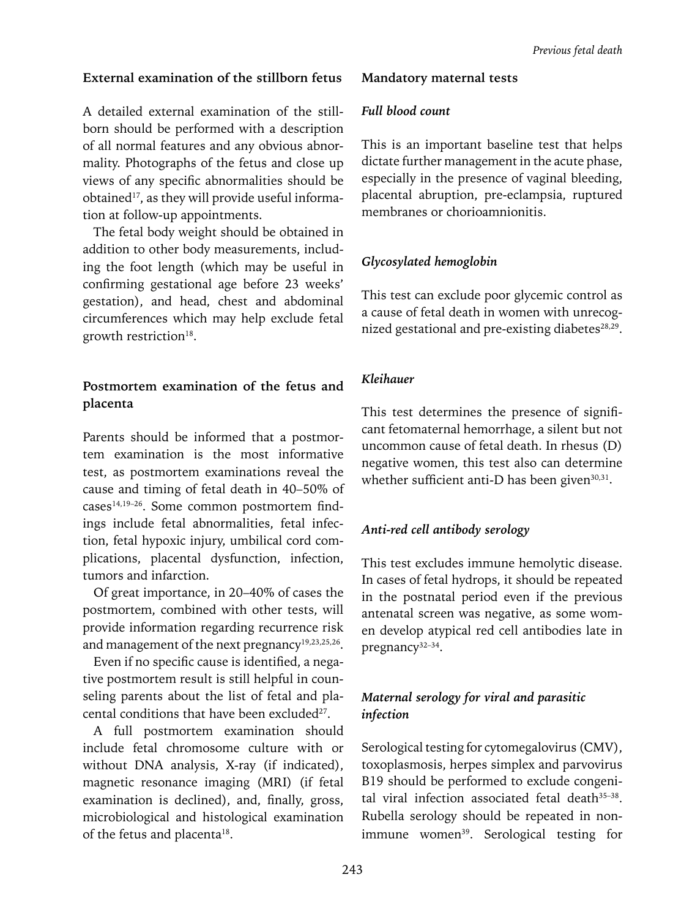## External examination of the stillborn fetus

A detailed external examination of the stillborn should be performed with a description of all normal features and any obvious abnormality. Photographs of the fetus and close up views of any specific abnormalities should be obtained[17], as they will provide useful information at follow-up appointments.

The fetal body weight should be obtained in addition to other body measurements, including the foot length (which may be useful in confirming gestational age before 23 weeks' gestation), and head, chest and abdominal circumferences which may help exclude fetal growth restriction[18].

## Postmortem examination of the fetus and placenta

Parents should be informed that a postmortem examination is the most informative test, as postmortem examinations reveal the cause and timing of fetal death in 40–50% of cases[14,19–26]. Some common postmortem findings include fetal abnormalities, fetal infection, fetal hypoxic injury, umbilical cord complications, placental dysfunction, infection, tumors and infarction.

Of great importance, in 20–40% of cases the postmortem, combined with other tests, will provide information regarding recurrence risk and management of the next pregnancy[19,23,25,26].

Even if no specific cause is identified, a negative postmortem result is still helpful in counseling parents about the list of fetal and placental conditions that have been excluded[27].

A full postmortem examination should include fetal chromosome culture with or without DNA analysis, X-ray (if indicated), magnetic resonance imaging (MRI) (if fetal examination is declined), and, finally, gross, microbiological and histological examination of the fetus and placenta[18].

## Mandatory maternal tests

### *Full blood count*

This is an important baseline test that helps dictate further management in the acute phase, especially in the presence of vaginal bleeding, placental abruption, pre-eclampsia, ruptured membranes or chorioamnionitis.

### *Glycosylated hemoglobin*

This test can exclude poor glycemic control as a cause of fetal death in women with unrecognized gestational and pre-existing diabetes[28,29].

### *Kleihauer*

This test determines the presence of significant fetomaternal hemorrhage, a silent but not uncommon cause of fetal death. In rhesus (D) negative women, this test also can determine whether sufficient anti-D has been given[30,31].

### *Anti-red cell antibody serology*

This test excludes immune hemolytic disease. In cases of fetal hydrops, it should be repeated in the postnatal period even if the previous antenatal screen was negative, as some women develop atypical red cell antibodies late in pregnancy[32–34].

### *Maternal serology for viral and parasitic infection*

Serological testing for cytomegalovirus (CMV), toxoplasmosis, herpes simplex and parvovirus B19 should be performed to exclude congenital viral infection associated fetal death[35–38]. Rubella serology should be repeated in non-immune women[39]. Serological testing for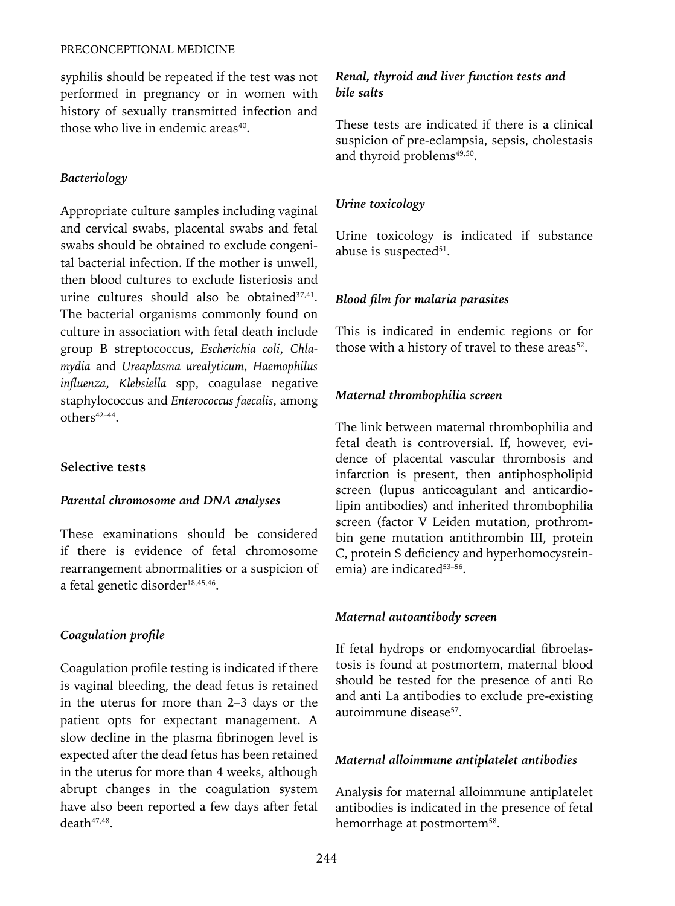syphilis should be repeated if the test was not performed in pregnancy or in women with history of sexually transmitted infection and those who live in endemic areas[40].

### *Bacteriology*

Appropriate culture samples including vaginal and cervical swabs, placental swabs and fetal swabs should be obtained to exclude congenital bacterial infection. If the mother is unwell, then blood cultures to exclude listeriosis and urine cultures should also be obtained[37,41]. The bacterial organisms commonly found on culture in association with fetal death include group B streptococcus, *Escherichia coli*, *Chlamydia* and *Ureaplasma urealyticum*, *Haemophilus influenza*, *Klebsiella* spp, coagulase negative staphylococcus and *Enterococcus faecalis*, among others[42–44].

## Selective tests

### *Parental chromosome and DNA analyses*

These examinations should be considered if there is evidence of fetal chromosome rearrangement abnormalities or a suspicion of a fetal genetic disorder[18,45,46].

### *Coagulation profile*

Coagulation profile testing is indicated if there is vaginal bleeding, the dead fetus is retained in the uterus for more than 2–3 days or the patient opts for expectant management. A slow decline in the plasma fibrinogen level is expected after the dead fetus has been retained in the uterus for more than 4 weeks, although abrupt changes in the coagulation system have also been reported a few days after fetal death[47,48].

### *Renal, thyroid and liver function tests and bile salts*

These tests are indicated if there is a clinical suspicion of pre-eclampsia, sepsis, cholestasis and thyroid problems[49,50].

### *Urine toxicology*

Urine toxicology is indicated if substance abuse is suspected[51].

### *Blood film for malaria parasites*

This is indicated in endemic regions or for those with a history of travel to these areas[52].

### *Maternal thrombophilia screen*

The link between maternal thrombophilia and fetal death is controversial. If, however, evidence of placental vascular thrombosis and infarction is present, then antiphospholipid screen (lupus anticoagulant and anticardiolipin antibodies) and inherited thrombophilia screen (factor V Leiden mutation, prothrombin gene mutation antithrombin III, protein C, protein S deficiency and hyperhomocysteinemia) are indicated[53–56].

### *Maternal autoantibody screen*

If fetal hydrops or endomyocardial fibroelastosis is found at postmortem, maternal blood should be tested for the presence of anti Ro and anti La antibodies to exclude pre-existing autoimmune disease[57].

### *Maternal alloimmune antiplatelet antibodies*

Analysis for maternal alloimmune antiplatelet antibodies is indicated in the presence of fetal hemorrhage at postmortem[58].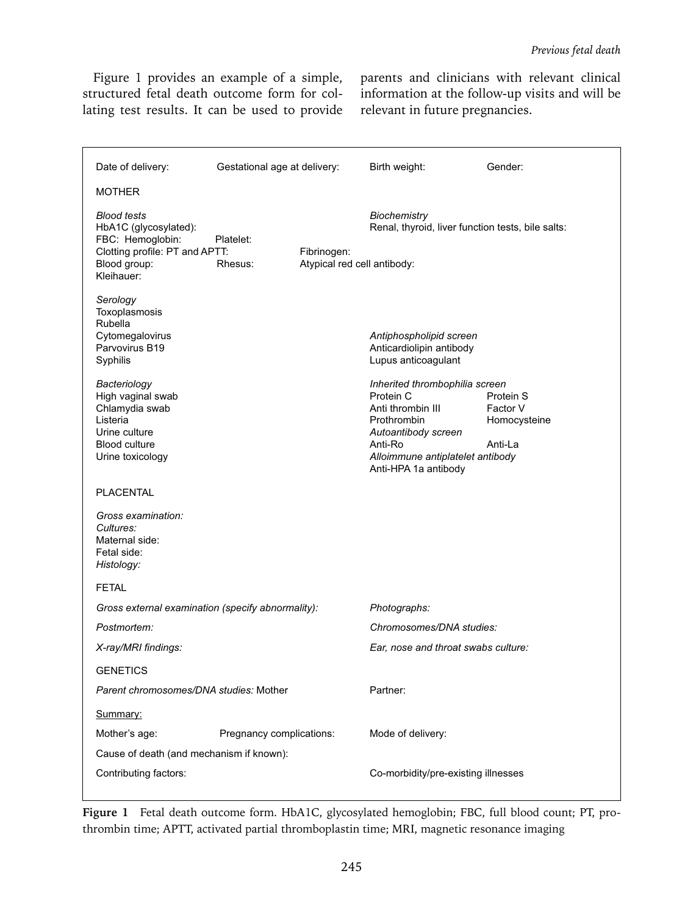Figure 1 provides an example of a simple, structured fetal death outcome form for collating test results. It can be used to provide parents and clinicians with relevant clinical information at the follow-up visits and will be relevant in future pregnancies.

Date of delivery: Gestational age at delivery: Birth weight: Gender:

MOTHER

*Blood tests*
HbA1C (glycosylated):
FBC: Hemoglobin: Platelet:
Clotting profile: PT and APTT: Fibrinogen:
Blood group: Rhesus: Atypical red cell antibody:
Kleihauer:

*Biochemistry*
Renal, thyroid, liver function tests, bile salts:

*Serology*
Toxoplasmosis
Rubella
Cytomegalovirus
Parvovirus B19
Syphilis

*Antiphospholipid screen*
Anticardiolipin antibody
Lupus anticoagulant

*Bacteriology*
High vaginal swab
Chlamydia swab
Listeria
Urine culture
Blood culture
Urine toxicology

*Inherited thrombophilia screen*
Protein C Protein S
Anti thrombin III Factor V
Prothrombin Homocysteine
*Autoantibody screen*
Anti-Ro Anti-La
*Alloimmune antiplatelet antibody*
Anti-HPA 1a antibody

PLACENTAL

*Gross examination:*
*Cultures:*
Maternal side:
Fetal side:
*Histology:*

FETAL

*Gross external examination (specify abnormality):* *Photographs:*
*Postmortem:* *Chromosomes/DNA studies:*
*X-ray/MRI findings:* *Ear, nose and throat swabs culture:*

GENETICS

*Parent chromosomes/DNA studies:* Mother Partner:

Summary:

Mother's age: Pregnancy complications: Mode of delivery:
Cause of death (and mechanism if known):
Contributing factors: Co-morbidity/pre-existing illnesses

**Figure 1** Fetal death outcome form. HbA1C, glycosylated hemoglobin; FBC, full blood count; PT, prothrombin time; APTT, activated partial thromboplastin time; MRI, magnetic resonance imaging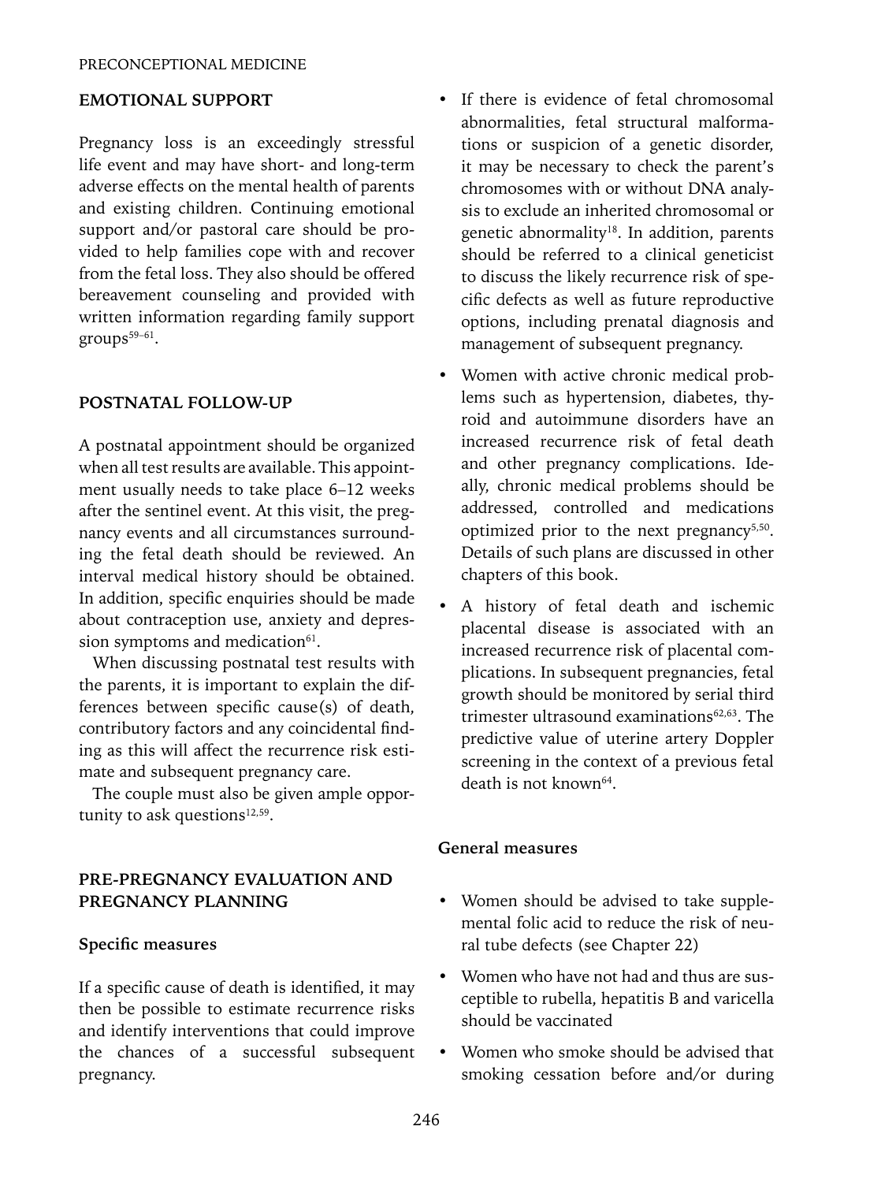## EMOTIONAL SUPPORT

Pregnancy loss is an exceedingly stressful life event and may have short- and long-term adverse effects on the mental health of parents and existing children. Continuing emotional support and/or pastoral care should be provided to help families cope with and recover from the fetal loss. They also should be offered bereavement counseling and provided with written information regarding family support groups[59–61].

## POSTNATAL FOLLOW-UP

A postnatal appointment should be organized when all test results are available. This appointment usually needs to take place 6–12 weeks after the sentinel event. At this visit, the pregnancy events and all circumstances surrounding the fetal death should be reviewed. An interval medical history should be obtained. In addition, specific enquiries should be made about contraception use, anxiety and depression symptoms and medication[61].

When discussing postnatal test results with the parents, it is important to explain the differences between specific cause(s) of death, contributory factors and any coincidental finding as this will affect the recurrence risk estimate and subsequent pregnancy care.

The couple must also be given ample opportunity to ask questions[12,59].

## PRE-PREGNANCY EVALUATION AND PREGNANCY PLANNING

### Specific measures

If a specific cause of death is identified, it may then be possible to estimate recurrence risks and identify interventions that could improve the chances of a successful subsequent pregnancy.

- If there is evidence of fetal chromosomal abnormalities, fetal structural malformations or suspicion of a genetic disorder, it may be necessary to check the parent's chromosomes with or without DNA analysis to exclude an inherited chromosomal or genetic abnormality[18]. In addition, parents should be referred to a clinical geneticist to discuss the likely recurrence risk of specific defects as well as future reproductive options, including prenatal diagnosis and management of subsequent pregnancy.
- Women with active chronic medical problems such as hypertension, diabetes, thyroid and autoimmune disorders have an increased recurrence risk of fetal death and other pregnancy complications. Ideally, chronic medical problems should be addressed, controlled and medications optimized prior to the next pregnancy[5,50]. Details of such plans are discussed in other chapters of this book.
- A history of fetal death and ischemic placental disease is associated with an increased recurrence risk of placental complications. In subsequent pregnancies, fetal growth should be monitored by serial third trimester ultrasound examinations[62,63]. The predictive value of uterine artery Doppler screening in the context of a previous fetal death is not known[64].

### General measures

- Women should be advised to take supplemental folic acid to reduce the risk of neural tube defects (see Chapter 22)
- Women who have not had and thus are susceptible to rubella, hepatitis B and varicella should be vaccinated
- Women who smoke should be advised that smoking cessation before and/or during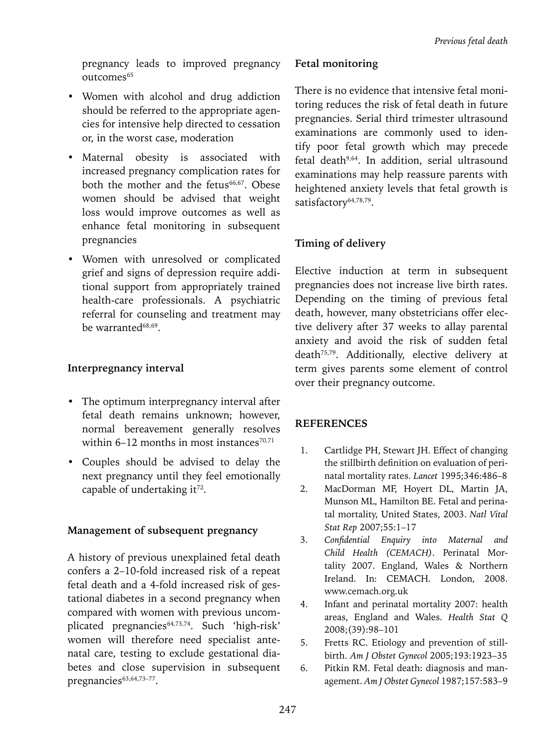pregnancy leads to improved pregnancy outcomes[65]

- Women with alcohol and drug addiction should be referred to the appropriate agencies for intensive help directed to cessation or, in the worst case, moderation
- Maternal obesity is associated with increased pregnancy complication rates for both the mother and the fetus[66,67]. Obese women should be advised that weight loss would improve outcomes as well as enhance fetal monitoring in subsequent pregnancies
- Women with unresolved or complicated grief and signs of depression require additional support from appropriately trained health-care professionals. A psychiatric referral for counseling and treatment may be warranted[68,69].

### Interpregnancy interval

- The optimum interpregnancy interval after fetal death remains unknown; however, normal bereavement generally resolves within 6–12 months in most instances[70,71]
- Couples should be advised to delay the next pregnancy until they feel emotionally capable of undertaking it[72].

### Management of subsequent pregnancy

A history of previous unexplained fetal death confers a 2–10-fold increased risk of a repeat fetal death and a 4-fold increased risk of gestational diabetes in a second pregnancy when compared with women with previous uncomplicated pregnancies[64,73,74]. Such 'high-risk' women will therefore need specialist antenatal care, testing to exclude gestational diabetes and close supervision in subsequent pregnancies[63,64,73–77].

### Fetal monitoring

There is no evidence that intensive fetal monitoring reduces the risk of fetal death in future pregnancies. Serial third trimester ultrasound examinations are commonly used to identify poor fetal growth which may precede fetal death[9,64]. In addition, serial ultrasound examinations may help reassure parents with heightened anxiety levels that fetal growth is satisfactory[64,78,79].

### Timing of delivery

Elective induction at term in subsequent pregnancies does not increase live birth rates. Depending on the timing of previous fetal death, however, many obstetricians offer elective delivery after 37 weeks to allay parental anxiety and avoid the risk of sudden fetal death[75,79]. Additionally, elective delivery at term gives parents some element of control over their pregnancy outcome.

## REFERENCES

1. Cartlidge PH, Stewart JH. Effect of changing the stillbirth definition on evaluation of perinatal mortality rates. *Lancet* 1995;346:486–8
2. MacDorman MF, Hoyert DL, Martin JA, Munson ML, Hamilton BE. Fetal and perinatal mortality, United States, 2003. *Natl Vital Stat Rep* 2007;55:1–17
3. *Confidential Enquiry into Maternal and Child Health (CEMACH)*. Perinatal Mortality 2007. England, Wales & Northern Ireland. In: CEMACH. London, 2008. www.cemach.org.uk
4. Infant and perinatal mortality 2007: health areas, England and Wales. *Health Stat Q* 2008;(39):98–101
5. Fretts RC. Etiology and prevention of stillbirth. *Am J Obstet Gynecol* 2005;193:1923–35
6. Pitkin RM. Fetal death: diagnosis and management. *Am J Obstet Gynecol* 1987;157:583–9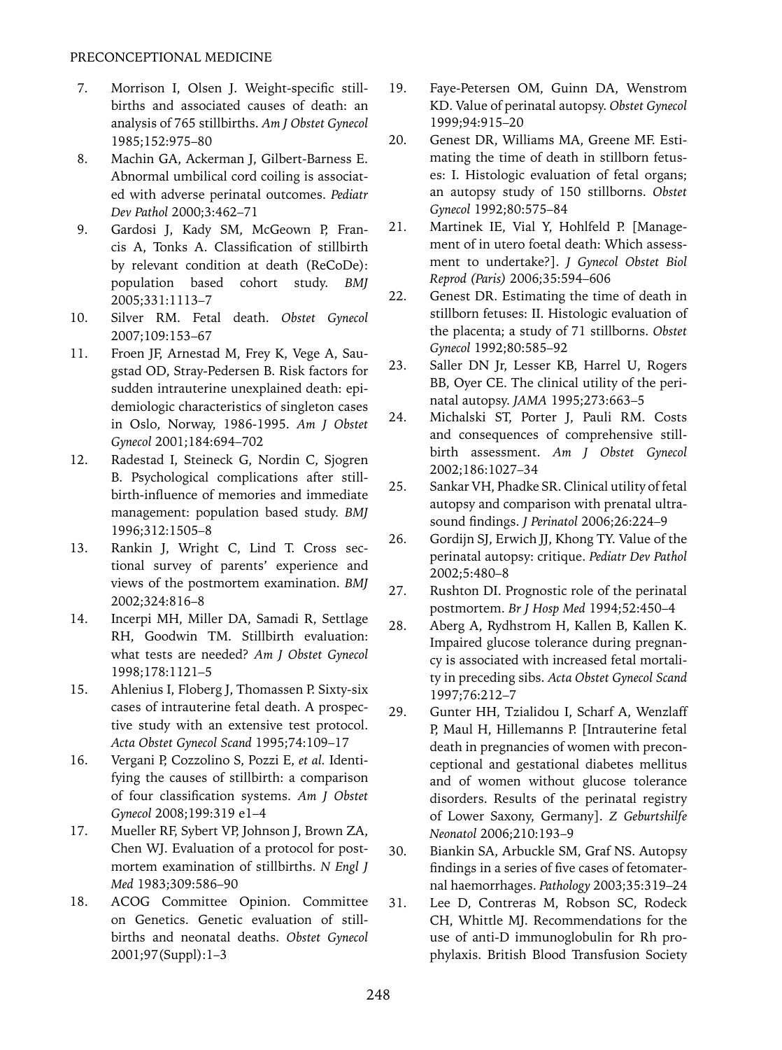7. Morrison I, Olsen J. Weight-specific stillbirths and associated causes of death: an analysis of 765 stillbirths. *Am J Obstet Gynecol* 1985;152:975–80
8. Machin GA, Ackerman J, Gilbert-Barness E. Abnormal umbilical cord coiling is associated with adverse perinatal outcomes. *Pediatr Dev Pathol* 2000;3:462–71
9. Gardosi J, Kady SM, McGeown P, Francis A, Tonks A. Classification of stillbirth by relevant condition at death (ReCoDe): population based cohort study. *BMJ* 2005;331:1113–7
10. Silver RM. Fetal death. *Obstet Gynecol* 2007;109:153–67
11. Froen JF, Arnestad M, Frey K, Vege A, Saugstad OD, Stray-Pedersen B. Risk factors for sudden intrauterine unexplained death: epidemiologic characteristics of singleton cases in Oslo, Norway, 1986-1995. *Am J Obstet Gynecol* 2001;184:694–702
12. Radestad I, Steineck G, Nordin C, Sjogren B. Psychological complications after stillbirth-influence of memories and immediate management: population based study. *BMJ* 1996;312:1505–8
13. Rankin J, Wright C, Lind T. Cross sectional survey of parents' experience and views of the postmortem examination. *BMJ* 2002;324:816–8
14. Incerpi MH, Miller DA, Samadi R, Settlage RH, Goodwin TM. Stillbirth evaluation: what tests are needed? *Am J Obstet Gynecol* 1998;178:1121–5
15. Ahlenius I, Floberg J, Thomassen P. Sixty-six cases of intrauterine fetal death. A prospective study with an extensive test protocol. *Acta Obstet Gynecol Scand* 1995;74:109–17
16. Vergani P, Cozzolino S, Pozzi E, *et al.* Identifying the causes of stillbirth: a comparison of four classification systems. *Am J Obstet Gynecol* 2008;199:319 e1–4
17. Mueller RF, Sybert VP, Johnson J, Brown ZA, Chen WJ. Evaluation of a protocol for postmortem examination of stillbirths. *N Engl J Med* 1983;309:586–90
18. ACOG Committee Opinion. Committee on Genetics. Genetic evaluation of stillbirths and neonatal deaths. *Obstet Gynecol* 2001;97(Suppl):1–3
19. Faye-Petersen OM, Guinn DA, Wenstrom KD. Value of perinatal autopsy. *Obstet Gynecol* 1999;94:915–20
20. Genest DR, Williams MA, Greene MF. Estimating the time of death in stillborn fetuses: I. Histologic evaluation of fetal organs; an autopsy study of 150 stillborns. *Obstet Gynecol* 1992;80:575–84
21. Martinek IE, Vial Y, Hohlfeld P. [Management of in utero foetal death: Which assessment to undertake?]. *J Gynecol Obstet Biol Reprod (Paris)* 2006;35:594–606
22. Genest DR. Estimating the time of death in stillborn fetuses: II. Histologic evaluation of the placenta; a study of 71 stillborns. *Obstet Gynecol* 1992;80:585–92
23. Saller DN Jr, Lesser KB, Harrel U, Rogers BB, Oyer CE. The clinical utility of the perinatal autopsy. *JAMA* 1995;273:663–5
24. Michalski ST, Porter J, Pauli RM. Costs and consequences of comprehensive stillbirth assessment. *Am J Obstet Gynecol* 2002;186:1027–34
25. Sankar VH, Phadke SR. Clinical utility of fetal autopsy and comparison with prenatal ultrasound findings. *J Perinatol* 2006;26:224–9
26. Gordijn SJ, Erwich JJ, Khong TY. Value of the perinatal autopsy: critique. *Pediatr Dev Pathol* 2002;5:480–8
27. Rushton DI. Prognostic role of the perinatal postmortem. *Br J Hosp Med* 1994;52:450–4
28. Aberg A, Rydhstrom H, Kallen B, Kallen K. Impaired glucose tolerance during pregnancy is associated with increased fetal mortality in preceding sibs. *Acta Obstet Gynecol Scand* 1997;76:212–7
29. Gunter HH, Tzialidou I, Scharf A, Wenzlaff P, Maul H, Hillemanns P. [Intrauterine fetal death in pregnancies of women with preconceptional and gestational diabetes mellitus and of women without glucose tolerance disorders. Results of the perinatal registry of Lower Saxony, Germany]. *Z Geburtshilfe Neonatol* 2006;210:193–9
30. Biankin SA, Arbuckle SM, Graf NS. Autopsy findings in a series of five cases of fetomaternal haemorrhages. *Pathology* 2003;35:319–24
31. Lee D, Contreras M, Robson SC, Rodeck CH, Whittle MJ. Recommendations for the use of anti-D immunoglobulin for Rh prophylaxis. British Blood Transfusion Society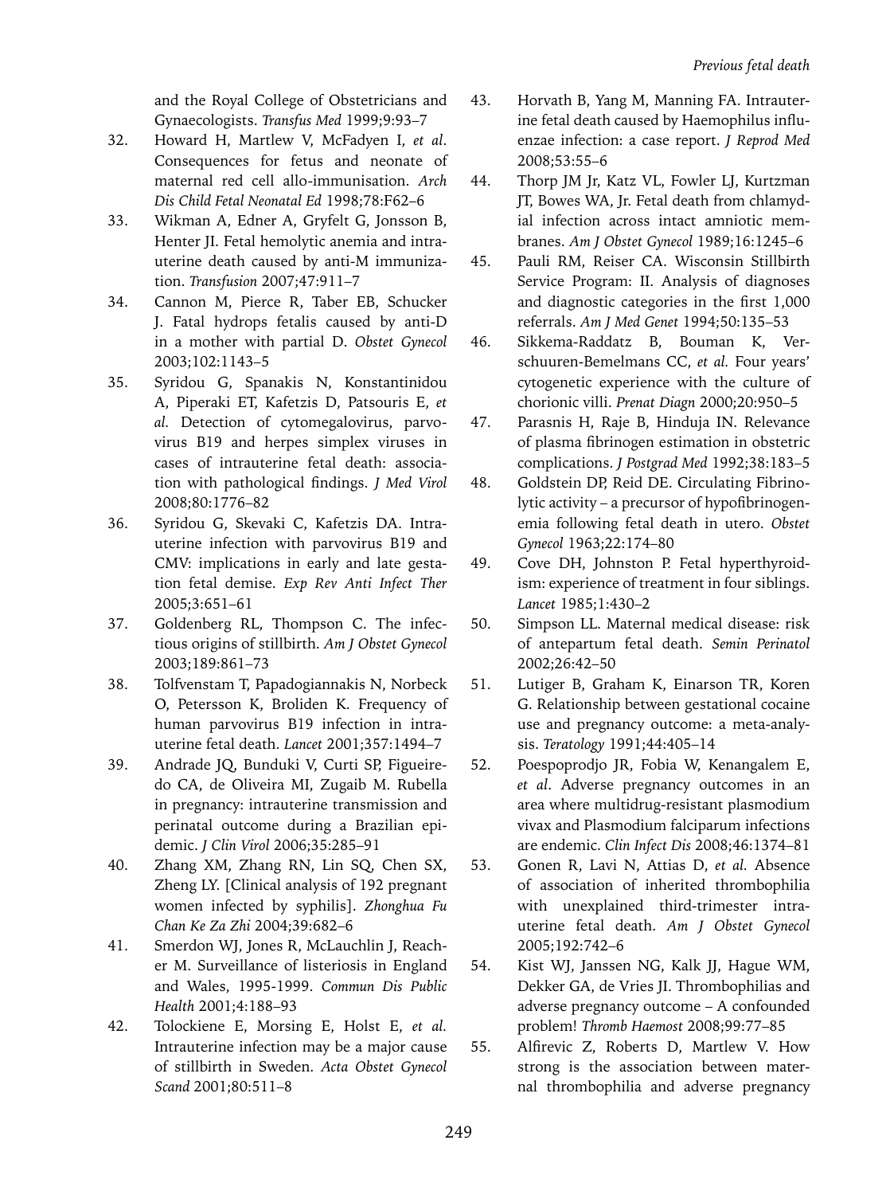and the Royal College of Obstetricians and Gynaecologists. *Transfus Med* 1999;9:93–7

32. Howard H, Martlew V, McFadyen I, *et al*. Consequences for fetus and neonate of maternal red cell allo-immunisation. *Arch Dis Child Fetal Neonatal Ed* 1998;78:F62–6
33. Wikman A, Edner A, Gryfelt G, Jonsson B, Henter JI. Fetal hemolytic anemia and intrauterine death caused by anti-M immunization. *Transfusion* 2007;47:911–7
34. Cannon M, Pierce R, Taber EB, Schucker J. Fatal hydrops fetalis caused by anti-D in a mother with partial D. *Obstet Gynecol* 2003;102:1143–5
35. Syridou G, Spanakis N, Konstantinidou A, Piperaki ET, Kafetzis D, Patsouris E, *et al*. Detection of cytomegalovirus, parvovirus B19 and herpes simplex viruses in cases of intrauterine fetal death: association with pathological findings. *J Med Virol* 2008;80:1776–82
36. Syridou G, Skevaki C, Kafetzis DA. Intrauterine infection with parvovirus B19 and CMV: implications in early and late gestation fetal demise. *Exp Rev Anti Infect Ther* 2005;3:651–61
37. Goldenberg RL, Thompson C. The infectious origins of stillbirth. *Am J Obstet Gynecol* 2003;189:861–73
38. Tolfvenstam T, Papadogiannakis N, Norbeck O, Petersson K, Broliden K. Frequency of human parvovirus B19 infection in intrauterine fetal death. *Lancet* 2001;357:1494–7
39. Andrade JQ, Bunduki V, Curti SP, Figueiredo CA, de Oliveira MI, Zugaib M. Rubella in pregnancy: intrauterine transmission and perinatal outcome during a Brazilian epidemic. *J Clin Virol* 2006;35:285–91
40. Zhang XM, Zhang RN, Lin SQ, Chen SX, Zheng LY. [Clinical analysis of 192 pregnant women infected by syphilis]. *Zhonghua Fu Chan Ke Za Zhi* 2004;39:682–6
41. Smerdon WJ, Jones R, McLauchlin J, Reacher M. Surveillance of listeriosis in England and Wales, 1995-1999. *Commun Dis Public Health* 2001;4:188–93
42. Tolockiene E, Morsing E, Holst E, *et al*. Intrauterine infection may be a major cause of stillbirth in Sweden. *Acta Obstet Gynecol Scand* 2001;80:511–8
43. Horvath B, Yang M, Manning FA. Intrauterine fetal death caused by Haemophilus influenzae infection: a case report. *J Reprod Med* 2008;53:55–6
44. Thorp JM Jr, Katz VL, Fowler LJ, Kurtzman JT, Bowes WA, Jr. Fetal death from chlamydial infection across intact amniotic membranes. *Am J Obstet Gynecol* 1989;16:1245–6
45. Pauli RM, Reiser CA. Wisconsin Stillbirth Service Program: II. Analysis of diagnoses and diagnostic categories in the first 1,000 referrals. *Am J Med Genet* 1994;50:135–53
46. Sikkema-Raddatz B, Bouman K, Verschuuren-Bemelmans CC, *et al*. Four years' cytogenetic experience with the culture of chorionic villi. *Prenat Diagn* 2000;20:950–5
47. Parasnis H, Raje B, Hinduja IN. Relevance of plasma fibrinogen estimation in obstetric complications. *J Postgrad Med* 1992;38:183–5
48. Goldstein DP, Reid DE. Circulating Fibrinolytic activity – a precursor of hypofibrinogenemia following fetal death in utero. *Obstet Gynecol* 1963;22:174–80
49. Cove DH, Johnston P. Fetal hyperthyroidism: experience of treatment in four siblings. *Lancet* 1985;1:430–2
50. Simpson LL. Maternal medical disease: risk of antepartum fetal death. *Semin Perinatol* 2002;26:42–50
51. Lutiger B, Graham K, Einarson TR, Koren G. Relationship between gestational cocaine use and pregnancy outcome: a meta-analysis. *Teratology* 1991;44:405–14
52. Poespoprodjo JR, Fobia W, Kenangalem E, *et al*. Adverse pregnancy outcomes in an area where multidrug-resistant plasmodium vivax and Plasmodium falciparum infections are endemic. *Clin Infect Dis* 2008;46:1374–81
53. Gonen R, Lavi N, Attias D, *et al*. Absence of association of inherited thrombophilia with unexplained third-trimester intrauterine fetal death. *Am J Obstet Gynecol* 2005;192:742–6
54. Kist WJ, Janssen NG, Kalk JJ, Hague WM, Dekker GA, de Vries JI. Thrombophilias and adverse pregnancy outcome – A confounded problem! *Thromb Haemost* 2008;99:77–85
55. Alfirevic Z, Roberts D, Martlew V. How strong is the association between maternal thrombophilia and adverse pregnancy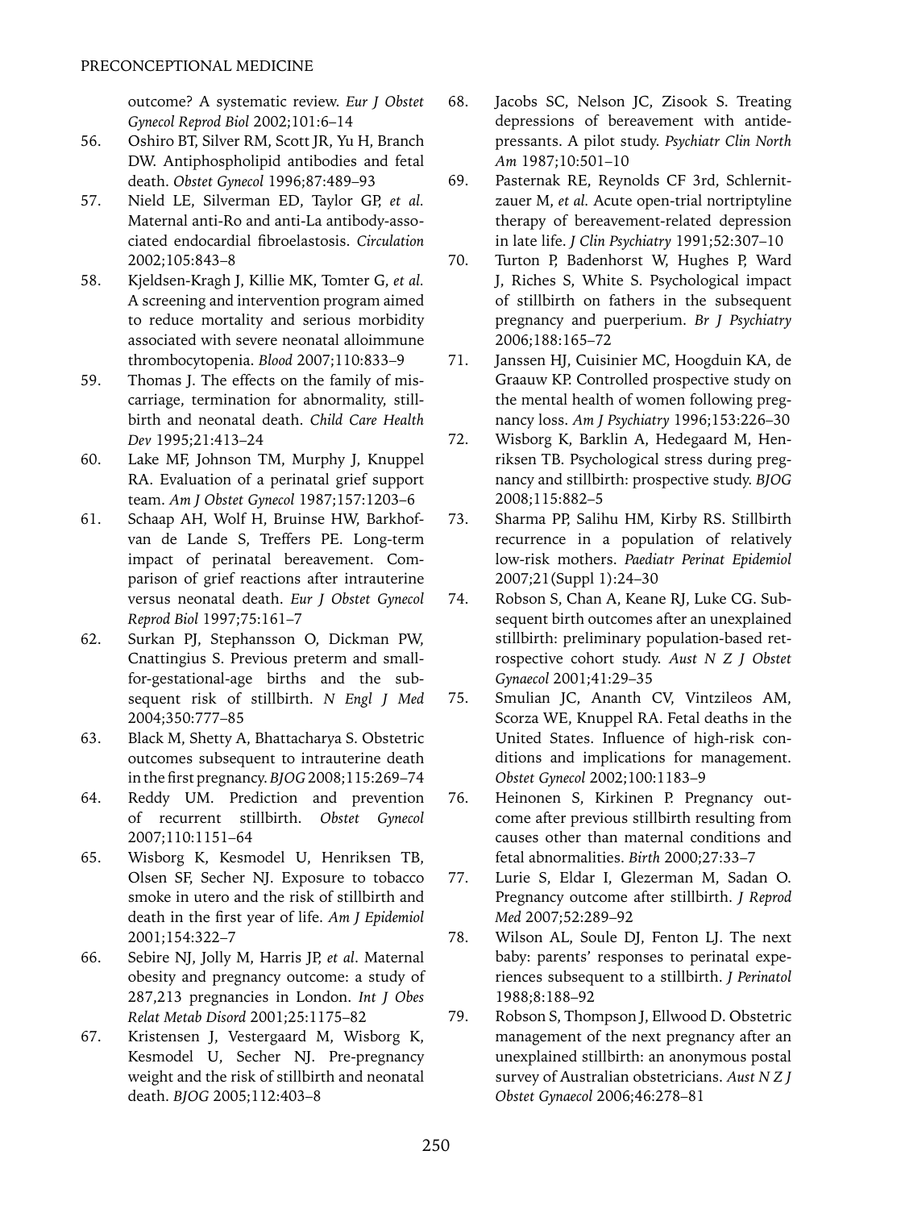outcome? A systematic review. *Eur J Obstet Gynecol Reprod Biol* 2002;101:6–14

56. Oshiro BT, Silver RM, Scott JR, Yu H, Branch DW. Antiphospholipid antibodies and fetal death. *Obstet Gynecol* 1996;87:489–93
57. Nield LE, Silverman ED, Taylor GP, *et al.* Maternal anti-Ro and anti-La antibody-associated endocardial fibroelastosis. *Circulation* 2002;105:843–8
58. Kjeldsen-Kragh J, Killie MK, Tomter G, *et al.* A screening and intervention program aimed to reduce mortality and serious morbidity associated with severe neonatal alloimmune thrombocytopenia. *Blood* 2007;110:833–9
59. Thomas J. The effects on the family of miscarriage, termination for abnormality, stillbirth and neonatal death. *Child Care Health Dev* 1995;21:413–24
60. Lake MF, Johnson TM, Murphy J, Knuppel RA. Evaluation of a perinatal grief support team. *Am J Obstet Gynecol* 1987;157:1203–6
61. Schaap AH, Wolf H, Bruinse HW, Barkhof-van de Lande S, Treffers PE. Long-term impact of perinatal bereavement. Comparison of grief reactions after intrauterine versus neonatal death. *Eur J Obstet Gynecol Reprod Biol* 1997;75:161–7
62. Surkan PJ, Stephansson O, Dickman PW, Cnattingius S. Previous preterm and small-for-gestational-age births and the subsequent risk of stillbirth. *N Engl J Med* 2004;350:777–85
63. Black M, Shetty A, Bhattacharya S. Obstetric outcomes subsequent to intrauterine death in the first pregnancy. *BJOG* 2008;115:269–74
64. Reddy UM. Prediction and prevention of recurrent stillbirth. *Obstet Gynecol* 2007;110:1151–64
65. Wisborg K, Kesmodel U, Henriksen TB, Olsen SF, Secher NJ. Exposure to tobacco smoke in utero and the risk of stillbirth and death in the first year of life. *Am J Epidemiol* 2001;154:322–7
66. Sebire NJ, Jolly M, Harris JP, *et al*. Maternal obesity and pregnancy outcome: a study of 287,213 pregnancies in London. *Int J Obes Relat Metab Disord* 2001;25:1175–82
67. Kristensen J, Vestergaard M, Wisborg K, Kesmodel U, Secher NJ. Pre-pregnancy weight and the risk of stillbirth and neonatal death. *BJOG* 2005;112:403–8
68. Jacobs SC, Nelson JC, Zisook S. Treating depressions of bereavement with antidepressants. A pilot study. *Psychiatr Clin North Am* 1987;10:501–10
69. Pasternak RE, Reynolds CF 3rd, Schlernitzauer M, *et al.* Acute open-trial nortriptyline therapy of bereavement-related depression in late life. *J Clin Psychiatry* 1991;52:307–10
70. Turton P, Badenhorst W, Hughes P, Ward J, Riches S, White S. Psychological impact of stillbirth on fathers in the subsequent pregnancy and puerperium. *Br J Psychiatry* 2006;188:165–72
71. Janssen HJ, Cuisinier MC, Hoogduin KA, de Graauw KP. Controlled prospective study on the mental health of women following pregnancy loss. *Am J Psychiatry* 1996;153:226–30
72. Wisborg K, Barklin A, Hedegaard M, Henriksen TB. Psychological stress during pregnancy and stillbirth: prospective study. *BJOG* 2008;115:882–5
73. Sharma PP, Salihu HM, Kirby RS. Stillbirth recurrence in a population of relatively low-risk mothers. *Paediatr Perinat Epidemiol* 2007;21(Suppl 1):24–30
74. Robson S, Chan A, Keane RJ, Luke CG. Subsequent birth outcomes after an unexplained stillbirth: preliminary population-based retrospective cohort study. *Aust N Z J Obstet Gynaecol* 2001;41:29–35
75. Smulian JC, Ananth CV, Vintzileos AM, Scorza WE, Knuppel RA. Fetal deaths in the United States. Influence of high-risk conditions and implications for management. *Obstet Gynecol* 2002;100:1183–9
76. Heinonen S, Kirkinen P. Pregnancy outcome after previous stillbirth resulting from causes other than maternal conditions and fetal abnormalities. *Birth* 2000;27:33–7
77. Lurie S, Eldar I, Glezerman M, Sadan O. Pregnancy outcome after stillbirth. *J Reprod Med* 2007;52:289–92
78. Wilson AL, Soule DJ, Fenton LJ. The next baby: parents' responses to perinatal experiences subsequent to a stillbirth. *J Perinatol* 1988;8:188–92
79. Robson S, Thompson J, Ellwood D. Obstetric management of the next pregnancy after an unexplained stillbirth: an anonymous postal survey of Australian obstetricians. *Aust N Z J Obstet Gynaecol* 2006;46:278–81